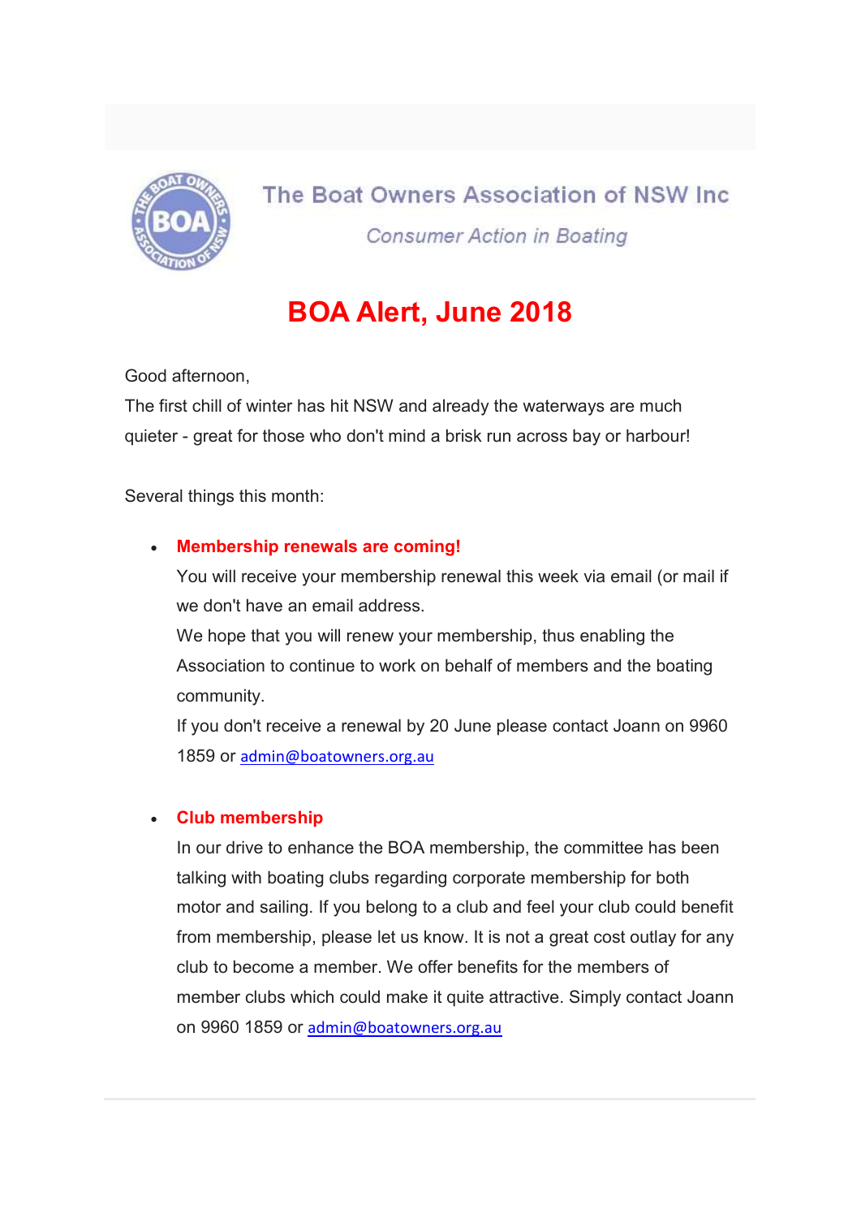The Boat Owners Association of NSW Inc

*Consumer Action in Boating*

# BOA Alert, June 2018

Good afternoon,

The first chill of winter has hit NSW and already the waterways are much quieter - great for those who don't mind a brisk run across bay or harbour!

Several things this month:

- **Membership renewals are coming!**
  You will receive your membership renewal this week via email (or mail if we don't have an email address.
  We hope that you will renew your membership, thus enabling the Association to continue to work on behalf of members and the boating community.
  If you don't receive a renewal by 20 June please contact Joann on 9960 1859 or admin@boatowners.org.au

- **Club membership**
  In our drive to enhance the BOA membership, the committee has been talking with boating clubs regarding corporate membership for both motor and sailing. If you belong to a club and feel your club could benefit from membership, please let us know. It is not a great cost outlay for any club to become a member. We offer benefits for the members of member clubs which could make it quite attractive. Simply contact Joann on 9960 1859 or admin@boatowners.org.au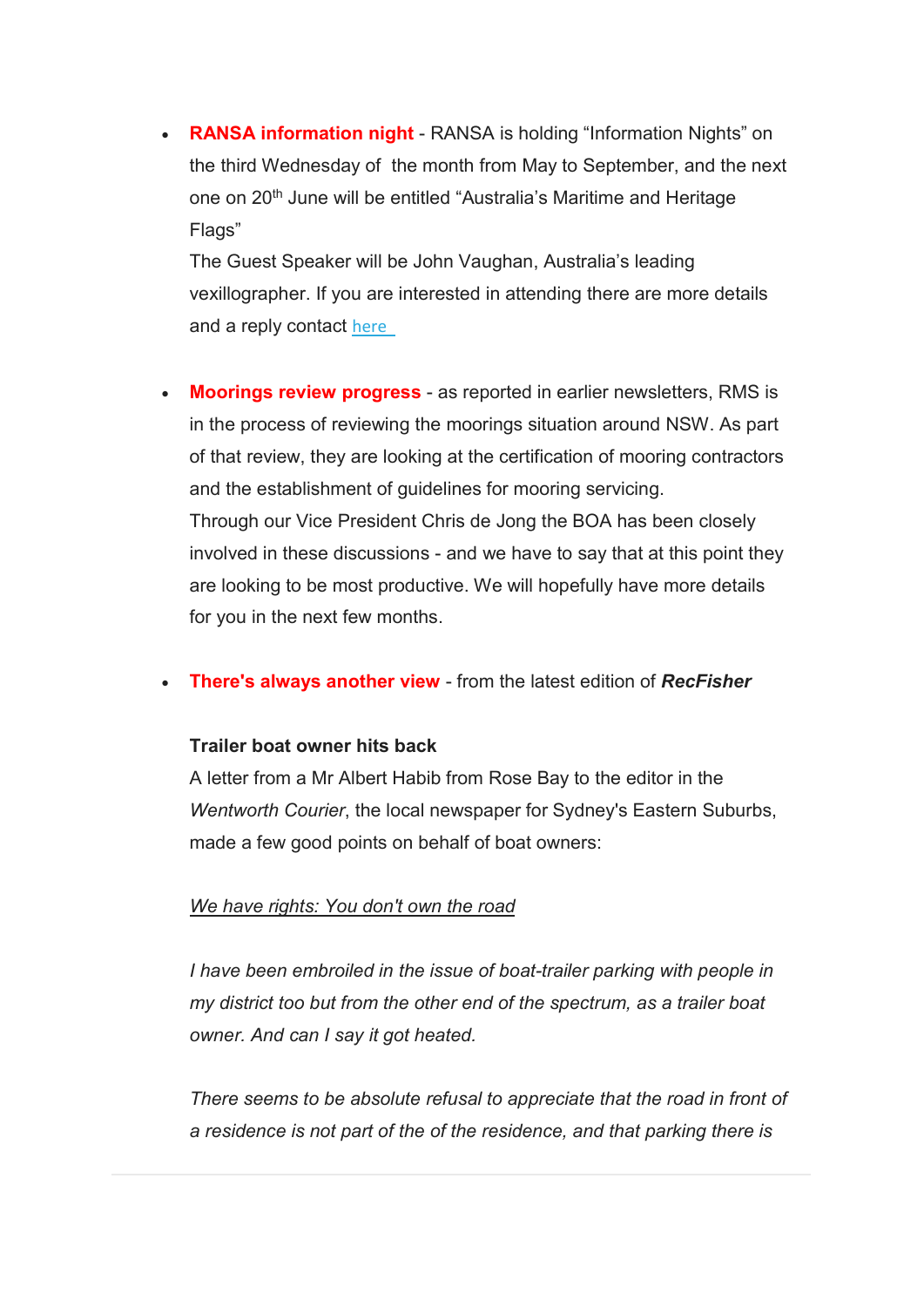- **RANSA information night** - RANSA is holding "Information Nights" on the third Wednesday of  the month from May to September, and the next one on 20th June will be entitled "Australia's Maritime and Heritage Flags"
  The Guest Speaker will be John Vaughan, Australia's leading vexillographer. If you are interested in attending there are more details and a reply contact here

- **Moorings review progress** - as reported in earlier newsletters, RMS is in the process of reviewing the moorings situation around NSW. As part of that review, they are looking at the certification of mooring contractors and the establishment of guidelines for mooring servicing.
  Through our Vice President Chris de Jong the BOA has been closely involved in these discussions - and we have to say that at this point they are looking to be most productive. We will hopefully have more details for you in the next few months.

- **There's always another view** - from the latest edition of ***RecFisher***

  **Trailer boat owner hits back**
  A letter from a Mr Albert Habib from Rose Bay to the editor in the *Wentworth Courier*, the local newspaper for Sydney's Eastern Suburbs, made a few good points on behalf of boat owners:

  *We have rights: You don't own the road*

  *I have been embroiled in the issue of boat-trailer parking with people in my district too but from the other end of the spectrum, as a trailer boat owner. And can I say it got heated.*

  *There seems to be absolute refusal to appreciate that the road in front of a residence is not part of the of the residence, and that parking there is*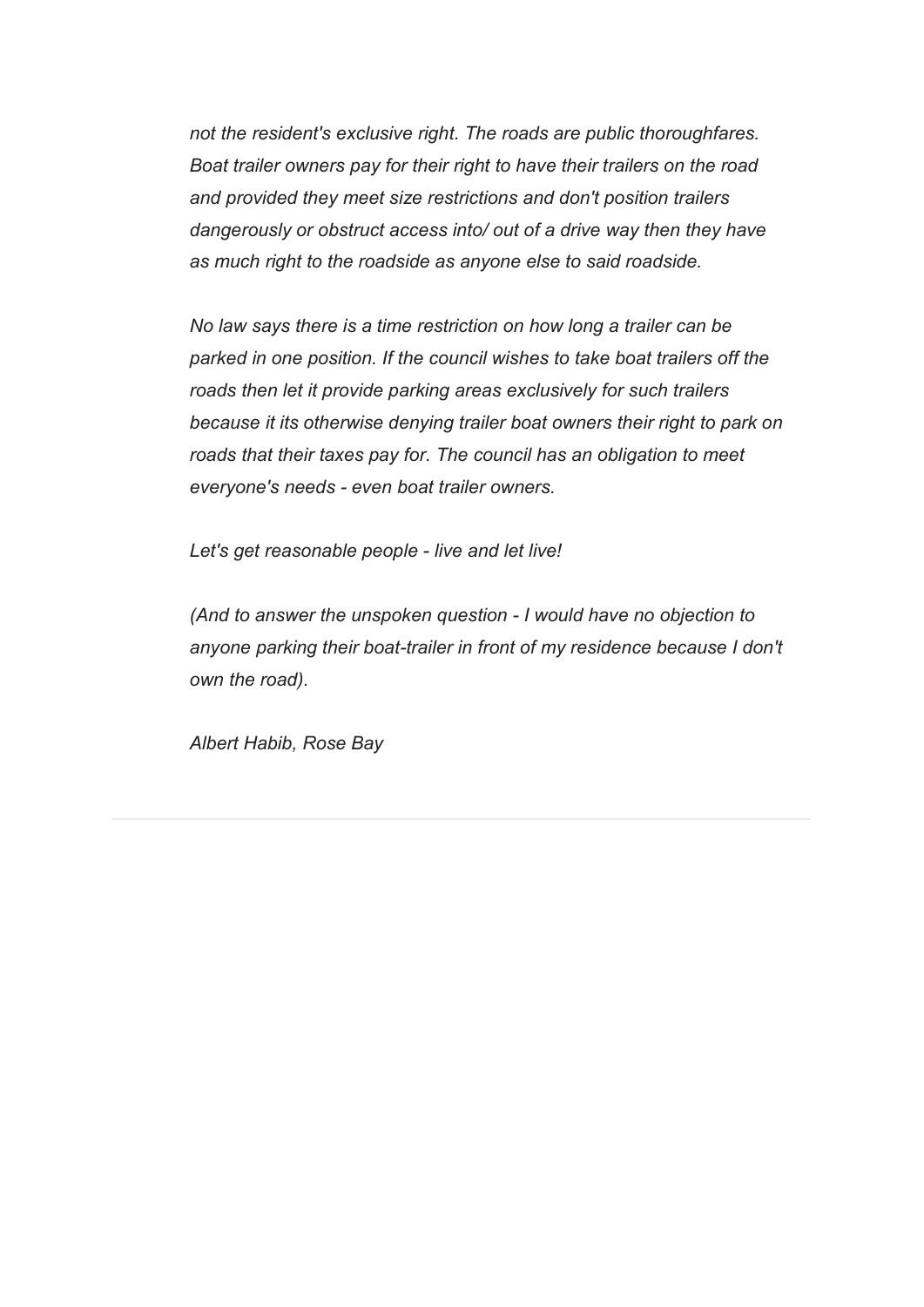*not the resident's exclusive right. The roads are public thoroughfares. Boat trailer owners pay for their right to have their trailers on the road and provided they meet size restrictions and don't position trailers dangerously or obstruct access into/ out of a drive way then they have as much right to the roadside as anyone else to said roadside.*

*No law says there is a time restriction on how long a trailer can be parked in one position. If the council wishes to take boat trailers off the roads then let it provide parking areas exclusively for such trailers because it its otherwise denying trailer boat owners their right to park on roads that their taxes pay for. The council has an obligation to meet everyone's needs - even boat trailer owners.*

*Let's get reasonable people - live and let live!*

*(And to answer the unspoken question - I would have no objection to anyone parking their boat-trailer in front of my residence because I don't own the road).*

*Albert Habib, Rose Bay*

---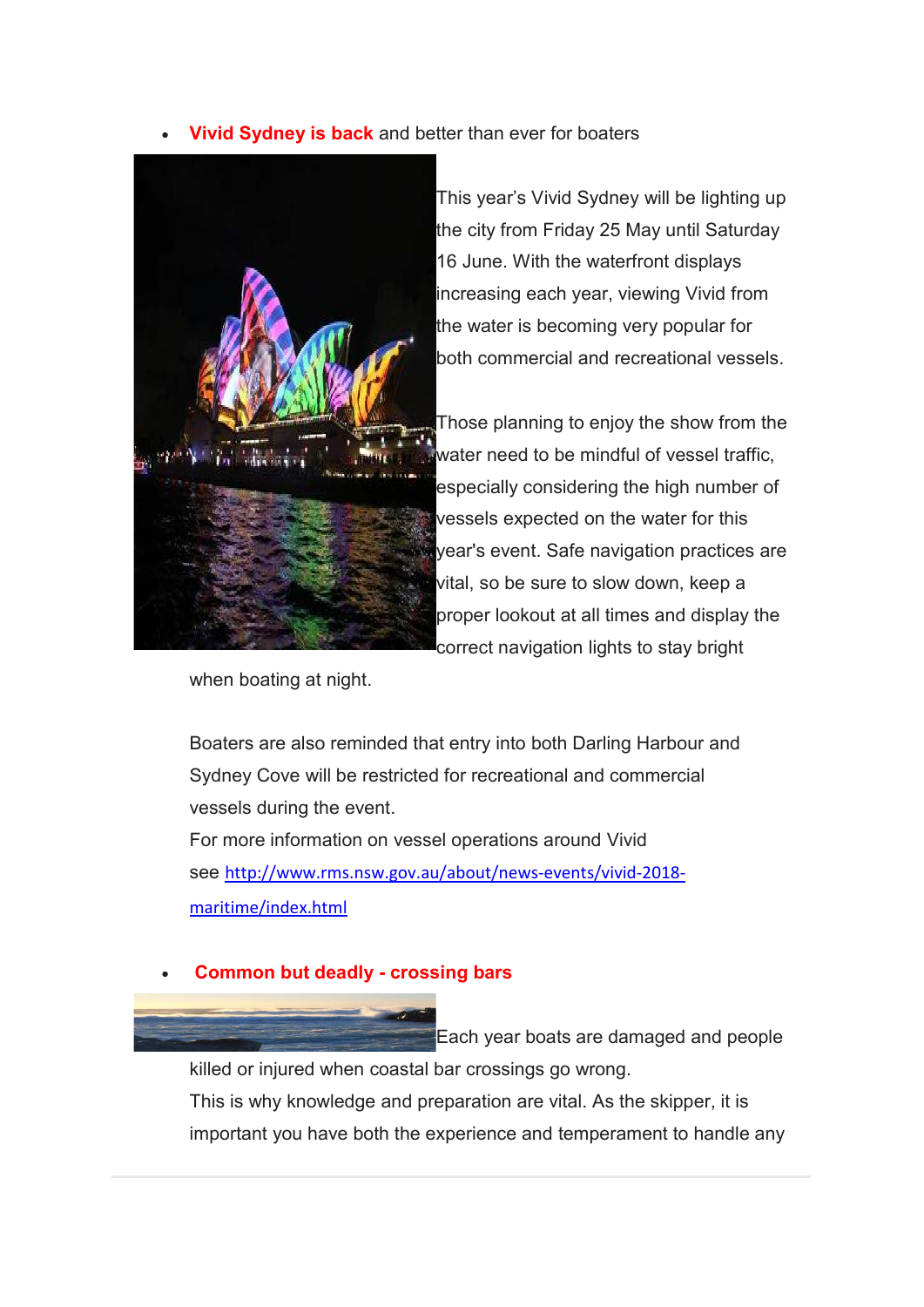- **Vivid Sydney is back** and better than ever for boaters

This year's Vivid Sydney will be lighting up the city from Friday 25 May until Saturday 16 June. With the waterfront displays increasing each year, viewing Vivid from the water is becoming very popular for both commercial and recreational vessels.

Those planning to enjoy the show from the water need to be mindful of vessel traffic, especially considering the high number of vessels expected on the water for this year's event. Safe navigation practices are vital, so be sure to slow down, keep a proper lookout at all times and display the correct navigation lights to stay bright when boating at night.

Boaters are also reminded that entry into both Darling Harbour and Sydney Cove will be restricted for recreational and commercial vessels during the event.
For more information on vessel operations around Vivid see [http://www.rms.nsw.gov.au/about/news-events/vivid-2018-maritime/index.html](http://www.rms.nsw.gov.au/about/news-events/vivid-2018-maritime/index.html)

- **Common but deadly - crossing bars**

Each year boats are damaged and people killed or injured when coastal bar crossings go wrong.
This is why knowledge and preparation are vital. As the skipper, it is important you have both the experience and temperament to handle any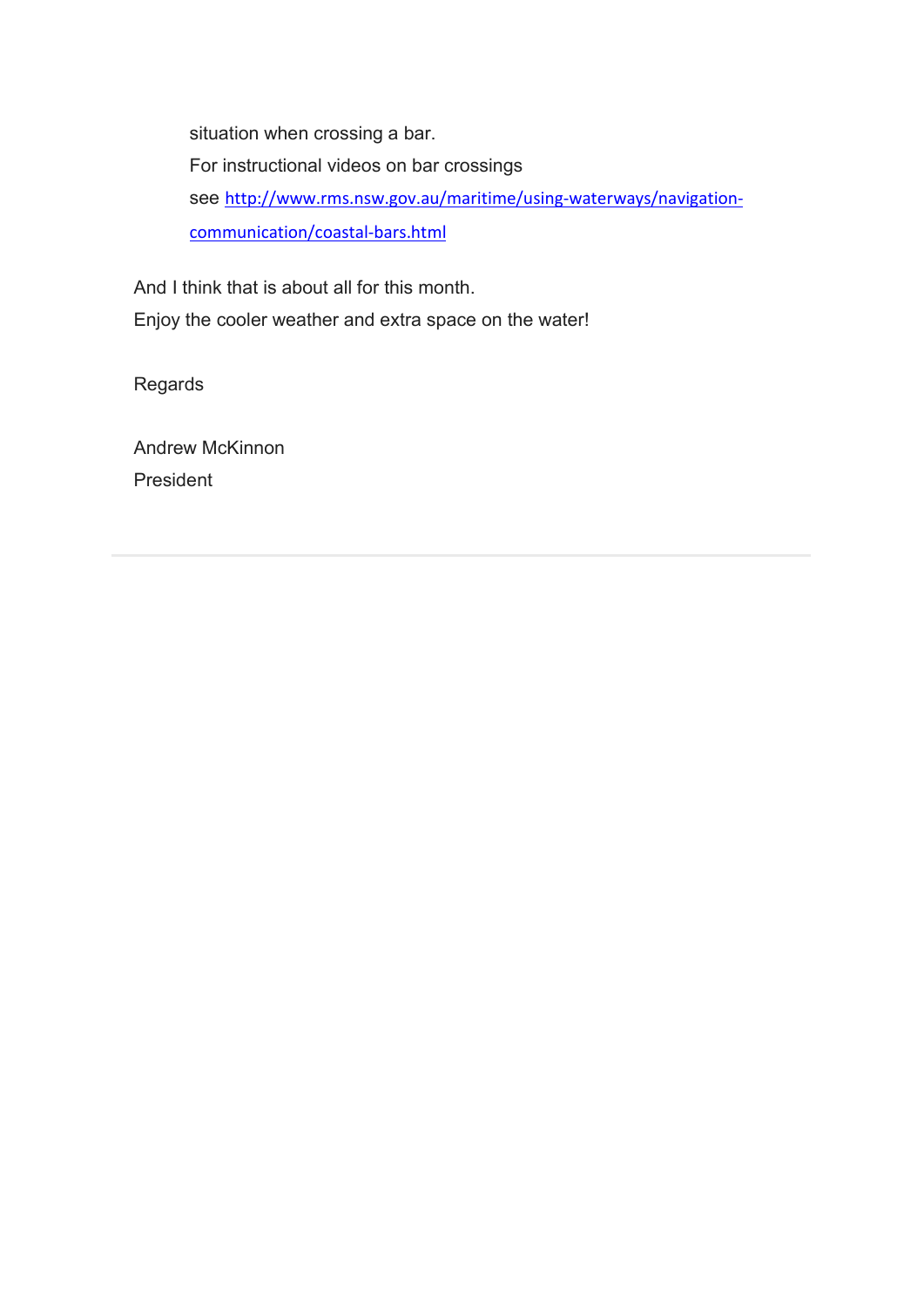situation when crossing a bar.

For instructional videos on bar crossings see [http://www.rms.nsw.gov.au/maritime/using-waterways/navigation-communication/coastal-bars.html](http://www.rms.nsw.gov.au/maritime/using-waterways/navigation-communication/coastal-bars.html)

And I think that is about all for this month.
Enjoy the cooler weather and extra space on the water!

Regards

Andrew McKinnon
President

---